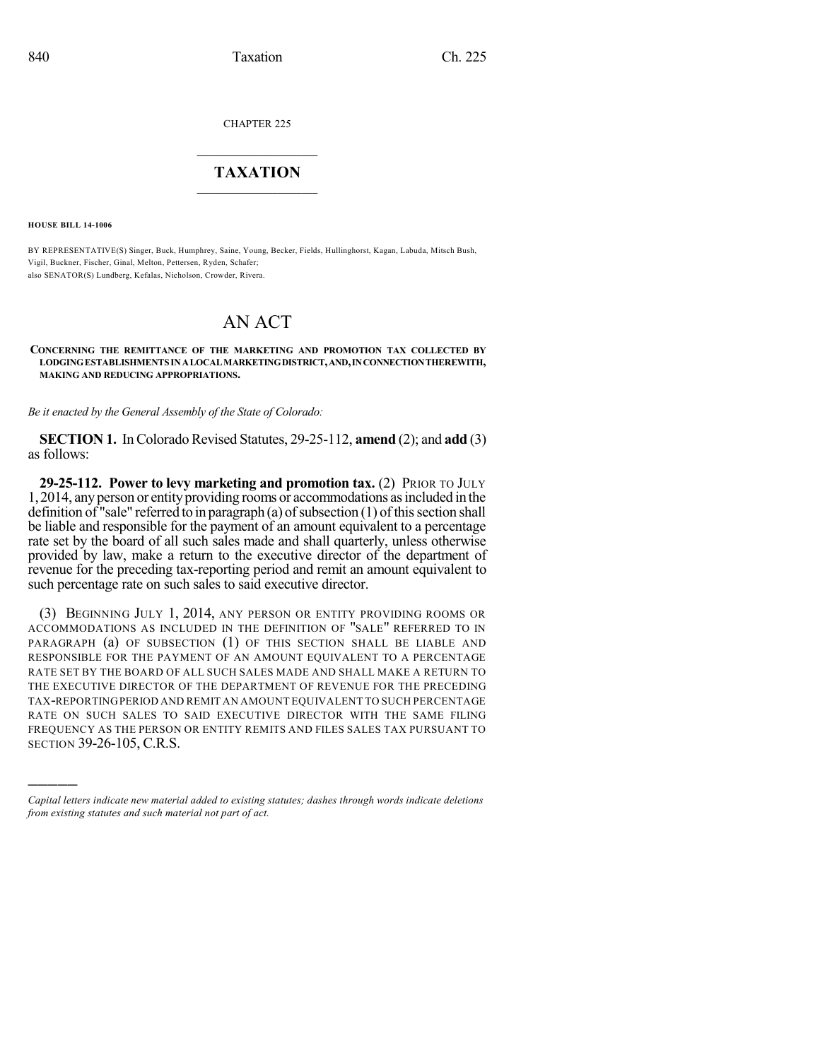CHAPTER 225

# TAXATION

**HOUSE BILL 14-1006**

BY REPRESENTATIVE(S) Singer, Buck, Humphrey, Saine, Young, Becker, Fields, Hullinghorst, Kagan, Labuda, Mitsch Bush, Vigil, Buckner, Fischer, Ginal, Melton, Pettersen, Ryden, Schafer;
also SENATOR(S) Lundberg, Kefalas, Nicholson, Crowder, Rivera.

# AN ACT

**CONCERNING THE REMITTANCE OF THE MARKETING AND PROMOTION TAX COLLECTED BY LODGING ESTABLISHMENTS IN A LOCAL MARKETING DISTRICT, AND, IN CONNECTION THEREWITH, MAKING AND REDUCING APPROPRIATIONS.**

*Be it enacted by the General Assembly of the State of Colorado:*

**SECTION 1.** In Colorado Revised Statutes, 29-25-112, **amend** (2); and **add** (3) as follows:

**29-25-112. Power to levy marketing and promotion tax.** (2) PRIOR TO JULY 1, 2014, any person or entity providing rooms or accommodations as included in the definition of "sale" referred to in paragraph (a) of subsection (1) of this section shall be liable and responsible for the payment of an amount equivalent to a percentage rate set by the board of all such sales made and shall quarterly, unless otherwise provided by law, make a return to the executive director of the department of revenue for the preceding tax-reporting period and remit an amount equivalent to such percentage rate on such sales to said executive director.

(3) BEGINNING JULY 1, 2014, ANY PERSON OR ENTITY PROVIDING ROOMS OR ACCOMMODATIONS AS INCLUDED IN THE DEFINITION OF "SALE" REFERRED TO IN PARAGRAPH (a) OF SUBSECTION (1) OF THIS SECTION SHALL BE LIABLE AND RESPONSIBLE FOR THE PAYMENT OF AN AMOUNT EQUIVALENT TO A PERCENTAGE RATE SET BY THE BOARD OF ALL SUCH SALES MADE AND SHALL MAKE A RETURN TO THE EXECUTIVE DIRECTOR OF THE DEPARTMENT OF REVENUE FOR THE PRECEDING TAX-REPORTING PERIOD AND REMIT AN AMOUNT EQUIVALENT TO SUCH PERCENTAGE RATE ON SUCH SALES TO SAID EXECUTIVE DIRECTOR WITH THE SAME FILING FREQUENCY AS THE PERSON OR ENTITY REMITS AND FILES SALES TAX PURSUANT TO SECTION 39-26-105, C.R.S.

---

*Capital letters indicate new material added to existing statutes; dashes through words indicate deletions from existing statutes and such material not part of act.*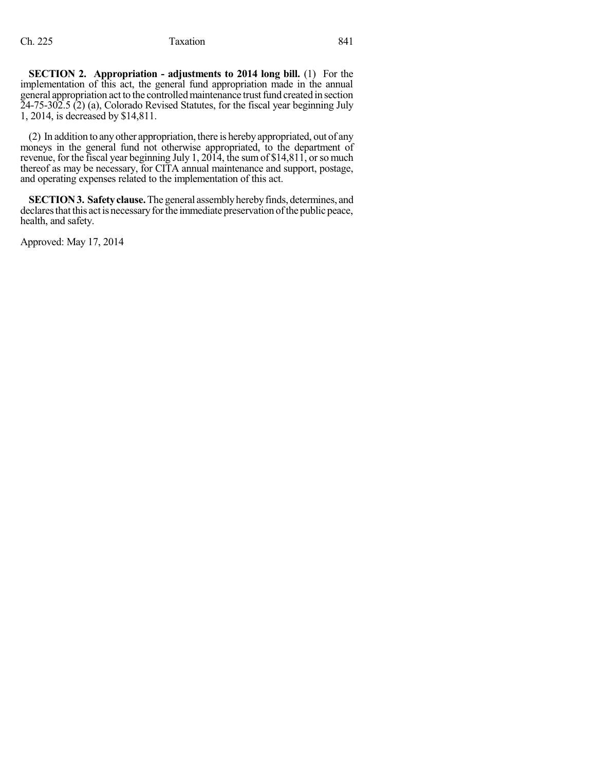**SECTION 2. Appropriation - adjustments to 2014 long bill.** (1) For the implementation of this act, the general fund appropriation made in the annual general appropriation act to the controlled maintenance trust fund created in section 24-75-302.5 (2) (a), Colorado Revised Statutes, for the fiscal year beginning July 1, 2014, is decreased by $14,811.

(2) In addition to any other appropriation, there is hereby appropriated, out of any moneys in the general fund not otherwise appropriated, to the department of revenue, for the fiscal year beginning July 1, 2014, the sum of $14,811, or so much thereof as may be necessary, for CITA annual maintenance and support, postage, and operating expenses related to the implementation of this act.

**SECTION 3. Safety clause.** The general assembly hereby finds, determines, and declares that this act is necessary for the immediate preservation of the public peace, health, and safety.

Approved: May 17, 2014